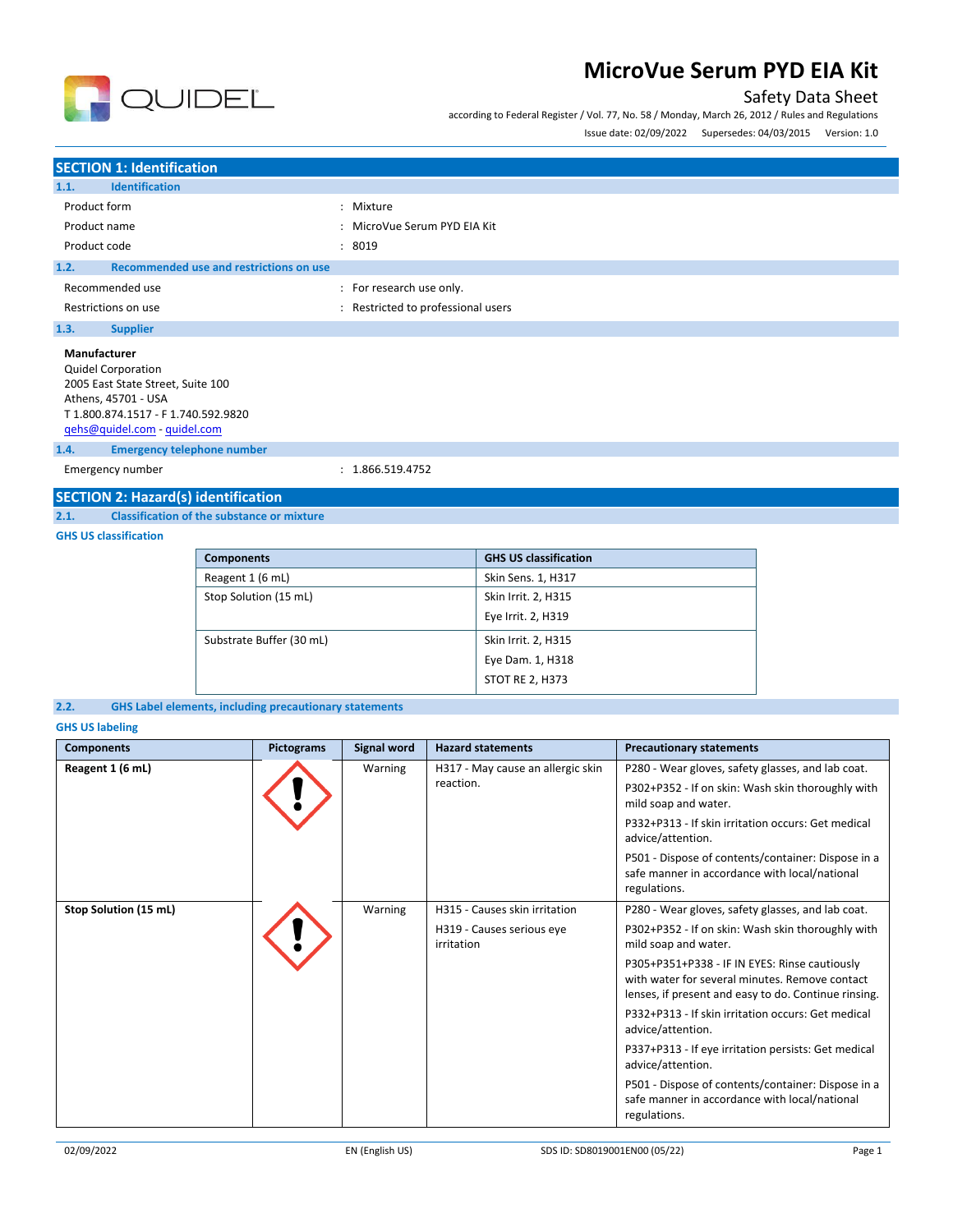# MicroVue Serum PYD EIA Kit

Safety Data Sheet

according to Federal Register / Vol. 77, No. 58 / Monday, March 26, 2012 / Rules and Regulations

Issue date: 02/09/2022 Supersedes: 04/03/2015 Version: 1.0

## SECTION 1: Identification

### 1.1. Identification

| | |
|---|---|
| Product form | : Mixture |
| Product name | : MicroVue Serum PYD EIA Kit |
| Product code | : 8019 |

### 1.2. Recommended use and restrictions on use

| | |
|---|---|
| Recommended use | : For research use only. |
| Restrictions on use | : Restricted to professional users |

### 1.3. Supplier

**Manufacturer**
Quidel Corporation
2005 East State Street, Suite 100
Athens, 45701 - USA
T 1.800.874.1517 - F 1.740.592.9820
qehs@quidel.com - quidel.com

### 1.4. Emergency telephone number

| | |
|---|---|
| Emergency number | : 1.866.519.4752 |

## SECTION 2: Hazard(s) identification

### 2.1. Classification of the substance or mixture

**GHS US classification**

| Components | GHS US classification |
|---|---|
| Reagent 1 (6 mL) | Skin Sens. 1, H317 |
| Stop Solution (15 mL) | Skin Irrit. 2, H315<br>Eye Irrit. 2, H319 |
| Substrate Buffer (30 mL) | Skin Irrit. 2, H315<br>Eye Dam. 1, H318<br>STOT RE 2, H373 |

### 2.2. GHS Label elements, including precautionary statements

**GHS US labeling**

| Components | Pictograms | Signal word | Hazard statements | Precautionary statements |
|---|---|---|---|---|
| **Reagent 1 (6 mL)** | | Warning | H317 - May cause an allergic skin reaction. | P280 - Wear gloves, safety glasses, and lab coat.<br>P302+P352 - If on skin: Wash skin thoroughly with mild soap and water.<br>P332+P313 - If skin irritation occurs: Get medical advice/attention.<br>P501 - Dispose of contents/container: Dispose in a safe manner in accordance with local/national regulations. |
| **Stop Solution (15 mL)** | | Warning | H315 - Causes skin irritation<br>H319 - Causes serious eye irritation | P280 - Wear gloves, safety glasses, and lab coat.<br>P302+P352 - If on skin: Wash skin thoroughly with mild soap and water.<br>P305+P351+P338 - IF IN EYES: Rinse cautiously with water for several minutes. Remove contact lenses, if present and easy to do. Continue rinsing.<br>P332+P313 - If skin irritation occurs: Get medical advice/attention.<br>P337+P313 - If eye irritation persists: Get medical advice/attention.<br>P501 - Dispose of contents/container: Dispose in a safe manner in accordance with local/national regulations. |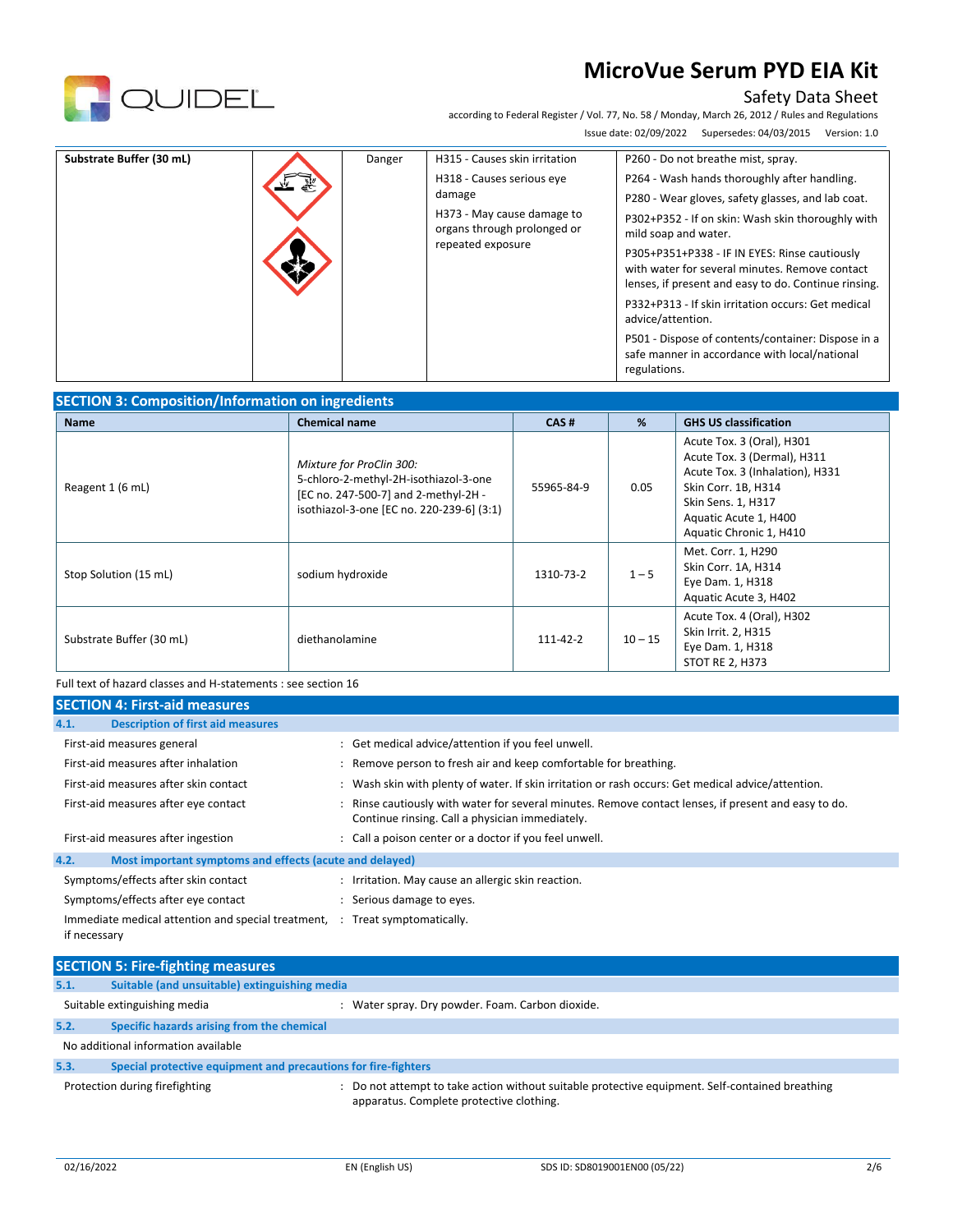| Substrate Buffer (30 mL) | | Danger | H315 - Causes skin irritation<br>H318 - Causes serious eye damage<br>H373 - May cause damage to organs through prolonged or repeated exposure | P260 - Do not breathe mist, spray.<br>P264 - Wash hands thoroughly after handling.<br>P280 - Wear gloves, safety glasses, and lab coat.<br>P302+P352 - If on skin: Wash skin thoroughly with mild soap and water.<br>P305+P351+P338 - IF IN EYES: Rinse cautiously with water for several minutes. Remove contact lenses, if present and easy to do. Continue rinsing.<br>P332+P313 - If skin irritation occurs: Get medical advice/attention.<br>P501 - Dispose of contents/container: Dispose in a safe manner in accordance with local/national regulations. |
|---|---|---|---|---|

## SECTION 3: Composition/Information on ingredients

| Name | Chemical name | CAS # | % | GHS US classification |
|---|---|---|---|---|
| Reagent 1 (6 mL) | *Mixture for ProClin 300:*<br>5-chloro-2-methyl-2H-isothiazol-3-one [EC no. 247-500-7] and 2-methyl-2H - isothiazol-3-one [EC no. 220-239-6] (3:1) | 55965-84-9 | 0.05 | Acute Tox. 3 (Oral), H301<br>Acute Tox. 3 (Dermal), H311<br>Acute Tox. 3 (Inhalation), H331<br>Skin Corr. 1B, H314<br>Skin Sens. 1, H317<br>Aquatic Acute 1, H400<br>Aquatic Chronic 1, H410 |
| Stop Solution (15 mL) | sodium hydroxide | 1310-73-2 | 1 – 5 | Met. Corr. 1, H290<br>Skin Corr. 1A, H314<br>Eye Dam. 1, H318<br>Aquatic Acute 3, H402 |
| Substrate Buffer (30 mL) | diethanolamine | 111-42-2 | 10 – 15 | Acute Tox. 4 (Oral), H302<br>Skin Irrit. 2, H315<br>Eye Dam. 1, H318<br>STOT RE 2, H373 |

Full text of hazard classes and H-statements : see section 16

## SECTION 4: First-aid measures

### 4.1. Description of first aid measures

First-aid measures general : Get medical advice/attention if you feel unwell.

First-aid measures after inhalation : Remove person to fresh air and keep comfortable for breathing.

First-aid measures after skin contact : Wash skin with plenty of water. If skin irritation or rash occurs: Get medical advice/attention.

First-aid measures after eye contact : Rinse cautiously with water for several minutes. Remove contact lenses, if present and easy to do. Continue rinsing. Call a physician immediately.

First-aid measures after ingestion : Call a poison center or a doctor if you feel unwell.

### 4.2. Most important symptoms and effects (acute and delayed)

Symptoms/effects after skin contact : Irritation. May cause an allergic skin reaction.

Symptoms/effects after eye contact : Serious damage to eyes.

Immediate medical attention and special treatment, if necessary : Treat symptomatically.

## SECTION 5: Fire-fighting measures

### 5.1. Suitable (and unsuitable) extinguishing media

Suitable extinguishing media : Water spray. Dry powder. Foam. Carbon dioxide.

### 5.2. Specific hazards arising from the chemical

No additional information available

### 5.3. Special protective equipment and precautions for fire-fighters

Protection during firefighting : Do not attempt to take action without suitable protective equipment. Self-contained breathing apparatus. Complete protective clothing.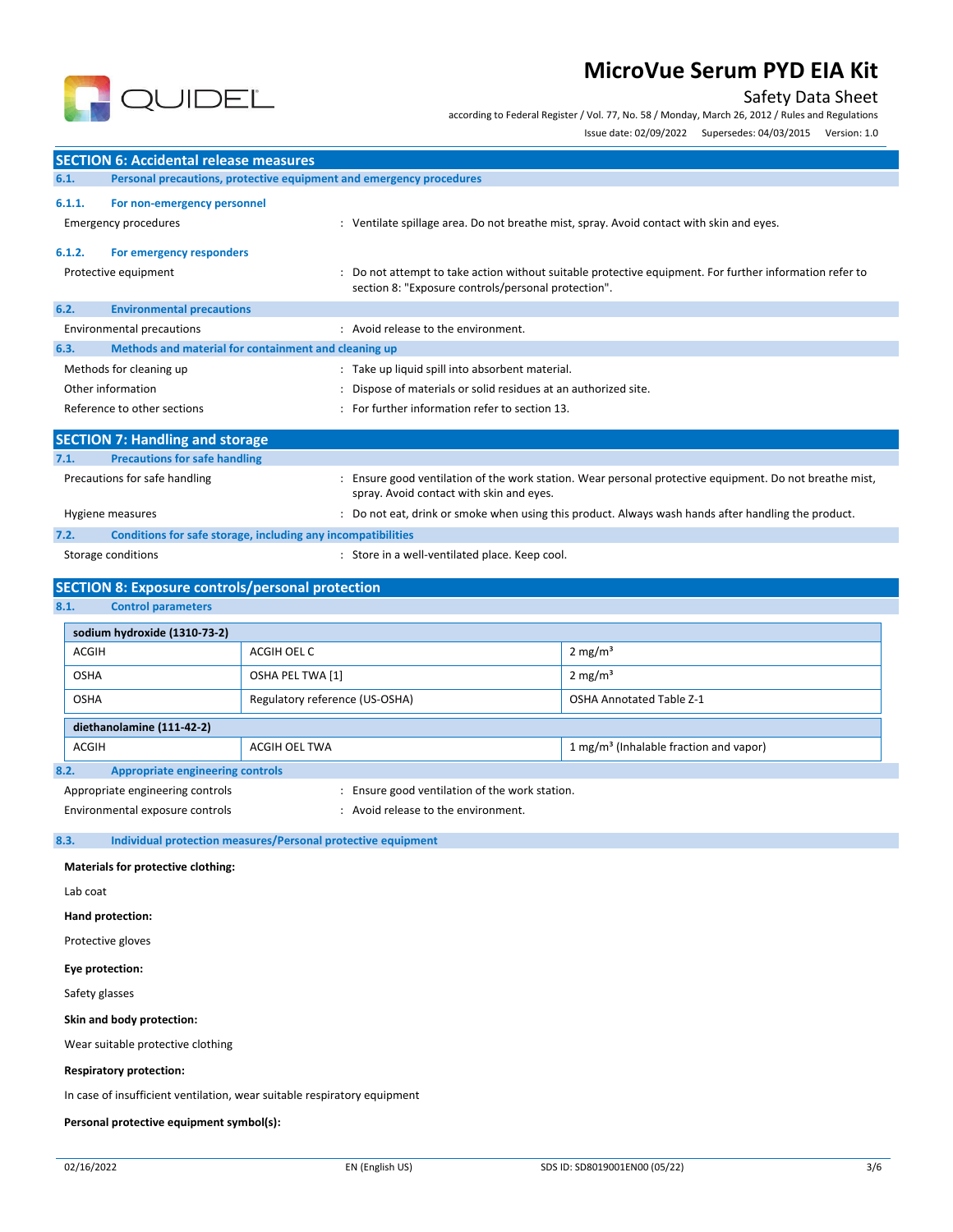## SECTION 6: Accidental release measures

### 6.1. Personal precautions, protective equipment and emergency procedures

#### 6.1.1. For non-emergency personnel

Emergency procedures : Ventilate spillage area. Do not breathe mist, spray. Avoid contact with skin and eyes.

#### 6.1.2. For emergency responders

Protective equipment : Do not attempt to take action without suitable protective equipment. For further information refer to section 8: "Exposure controls/personal protection".

### 6.2. Environmental precautions

Environmental precautions : Avoid release to the environment.

### 6.3. Methods and material for containment and cleaning up

Methods for cleaning up : Take up liquid spill into absorbent material.

Other information : Dispose of materials or solid residues at an authorized site.

Reference to other sections : For further information refer to section 13.

## SECTION 7: Handling and storage

### 7.1. Precautions for safe handling

Precautions for safe handling : Ensure good ventilation of the work station. Wear personal protective equipment. Do not breathe mist, spray. Avoid contact with skin and eyes.

Hygiene measures : Do not eat, drink or smoke when using this product. Always wash hands after handling the product.

### 7.2. Conditions for safe storage, including any incompatibilities

Storage conditions : Store in a well-ventilated place. Keep cool.

## SECTION 8: Exposure controls/personal protection

### 8.1. Control parameters

| sodium hydroxide (1310-73-2) | | |
|---|---|---|
| ACGIH | ACGIH OEL C | 2 mg/m³ |
| OSHA | OSHA PEL TWA [1] | 2 mg/m³ |
| OSHA | Regulatory reference (US-OSHA) | OSHA Annotated Table Z-1 |

| diethanolamine (111-42-2) | | |
|---|---|---|
| ACGIH | ACGIH OEL TWA | 1 mg/m³ (Inhalable fraction and vapor) |

### 8.2. Appropriate engineering controls

Appropriate engineering controls : Ensure good ventilation of the work station.

Environmental exposure controls : Avoid release to the environment.

### 8.3. Individual protection measures/Personal protective equipment

**Materials for protective clothing:**

Lab coat

**Hand protection:**

Protective gloves

**Eye protection:**

Safety glasses

**Skin and body protection:**

Wear suitable protective clothing

**Respiratory protection:**

In case of insufficient ventilation, wear suitable respiratory equipment

**Personal protective equipment symbol(s):**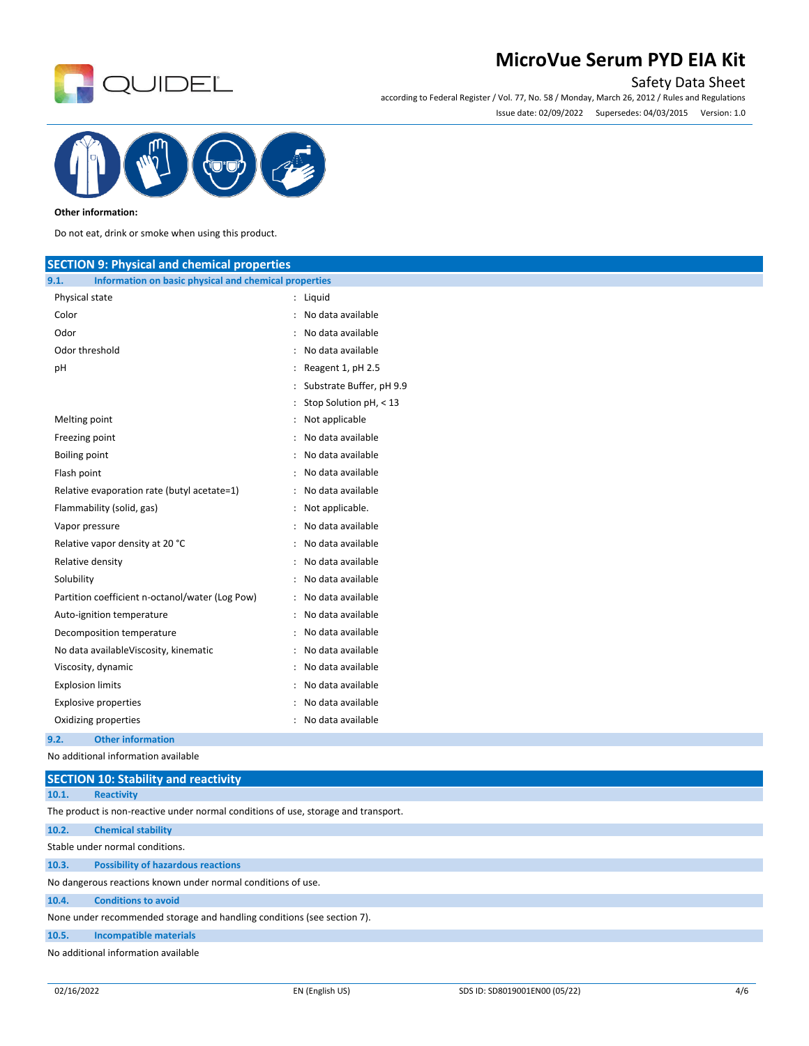**Other information:**

Do not eat, drink or smoke when using this product.

## SECTION 9: Physical and chemical properties

### 9.1. Information on basic physical and chemical properties

| | |
|---|---|
| Physical state | : Liquid |
| Color | : No data available |
| Odor | : No data available |
| Odor threshold | : No data available |
| pH | : Reagent 1, pH 2.5 |
| | : Substrate Buffer, pH 9.9 |
| | : Stop Solution pH, < 13 |
| Melting point | : Not applicable |
| Freezing point | : No data available |
| Boiling point | : No data available |
| Flash point | : No data available |
| Relative evaporation rate (butyl acetate=1) | : No data available |
| Flammability (solid, gas) | : Not applicable. |
| Vapor pressure | : No data available |
| Relative vapor density at 20 °C | : No data available |
| Relative density | : No data available |
| Solubility | : No data available |
| Partition coefficient n-octanol/water (Log Pow) | : No data available |
| Auto-ignition temperature | : No data available |
| Decomposition temperature | : No data available |
| No data availableViscosity, kinematic | : No data available |
| Viscosity, dynamic | : No data available |
| Explosion limits | : No data available |
| Explosive properties | : No data available |
| Oxidizing properties | : No data available |

### 9.2. Other information

No additional information available

## SECTION 10: Stability and reactivity

### 10.1. Reactivity

The product is non-reactive under normal conditions of use, storage and transport.

### 10.2. Chemical stability

Stable under normal conditions.

### 10.3. Possibility of hazardous reactions

No dangerous reactions known under normal conditions of use.

### 10.4. Conditions to avoid

None under recommended storage and handling conditions (see section 7).

### 10.5. Incompatible materials

No additional information available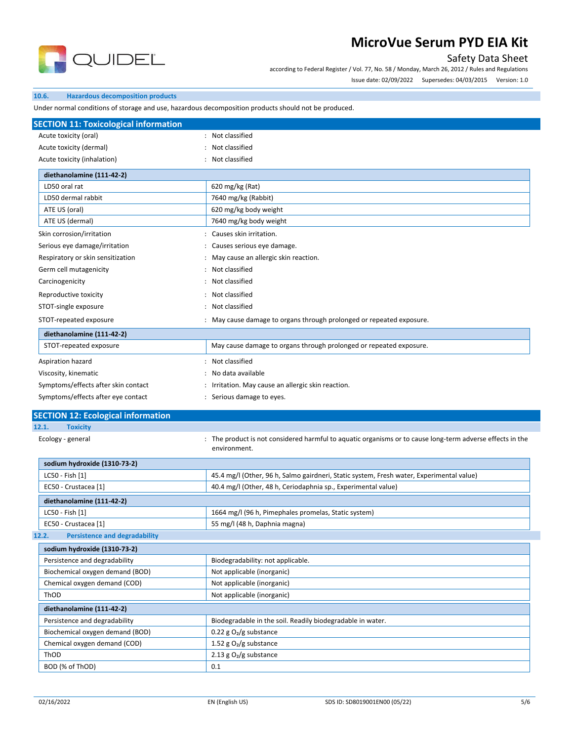### 10.6. Hazardous decomposition products

Under normal conditions of storage and use, hazardous decomposition products should not be produced.

## SECTION 11: Toxicological information

Acute toxicity (oral) : Not classified

Acute toxicity (dermal) : Not classified

Acute toxicity (inhalation) : Not classified

| diethanolamine (111-42-2) | |
|---|---|
| LD50 oral rat | 620 mg/kg (Rat) |
| LD50 dermal rabbit | 7640 mg/kg (Rabbit) |
| ATE US (oral) | 620 mg/kg body weight |
| ATE US (dermal) | 7640 mg/kg body weight |

Skin corrosion/irritation : Causes skin irritation.

Serious eye damage/irritation : Causes serious eye damage.

Respiratory or skin sensitization : May cause an allergic skin reaction.

Germ cell mutagenicity : Not classified

Carcinogenicity : Not classified

Reproductive toxicity : Not classified

STOT-single exposure : Not classified

STOT-repeated exposure : May cause damage to organs through prolonged or repeated exposure.

| diethanolamine (111-42-2) | |
|---|---|
| STOT-repeated exposure | May cause damage to organs through prolonged or repeated exposure. |

Aspiration hazard : Not classified

Viscosity, kinematic : No data available

Symptoms/effects after skin contact : Irritation. May cause an allergic skin reaction.

Symptoms/effects after eye contact : Serious damage to eyes.

## SECTION 12: Ecological information

### 12.1. Toxicity

Ecology - general : The product is not considered harmful to aquatic organisms or to cause long-term adverse effects in the environment.

| sodium hydroxide (1310-73-2) | |
|---|---|
| LC50 - Fish [1] | 45.4 mg/l (Other, 96 h, Salmo gairdneri, Static system, Fresh water, Experimental value) |
| EC50 - Crustacea [1] | 40.4 mg/l (Other, 48 h, Ceriodaphnia sp., Experimental value) |

| diethanolamine (111-42-2) | |
|---|---|
| LC50 - Fish [1] | 1664 mg/l (96 h, Pimephales promelas, Static system) |
| EC50 - Crustacea [1] | 55 mg/l (48 h, Daphnia magna) |

### 12.2. Persistence and degradability

| sodium hydroxide (1310-73-2) | |
|---|---|
| Persistence and degradability | Biodegradability: not applicable. |
| Biochemical oxygen demand (BOD) | Not applicable (inorganic) |
| Chemical oxygen demand (COD) | Not applicable (inorganic) |
| ThOD | Not applicable (inorganic) |

| diethanolamine (111-42-2) | |
|---|---|
| Persistence and degradability | Biodegradable in the soil. Readily biodegradable in water. |
| Biochemical oxygen demand (BOD) | 0.22 g $O_2$/g substance |
| Chemical oxygen demand (COD) | 1.52 g $O_2$/g substance |
| ThOD | 2.13 g $O_2$/g substance |
| BOD (% of ThOD) | 0.1 |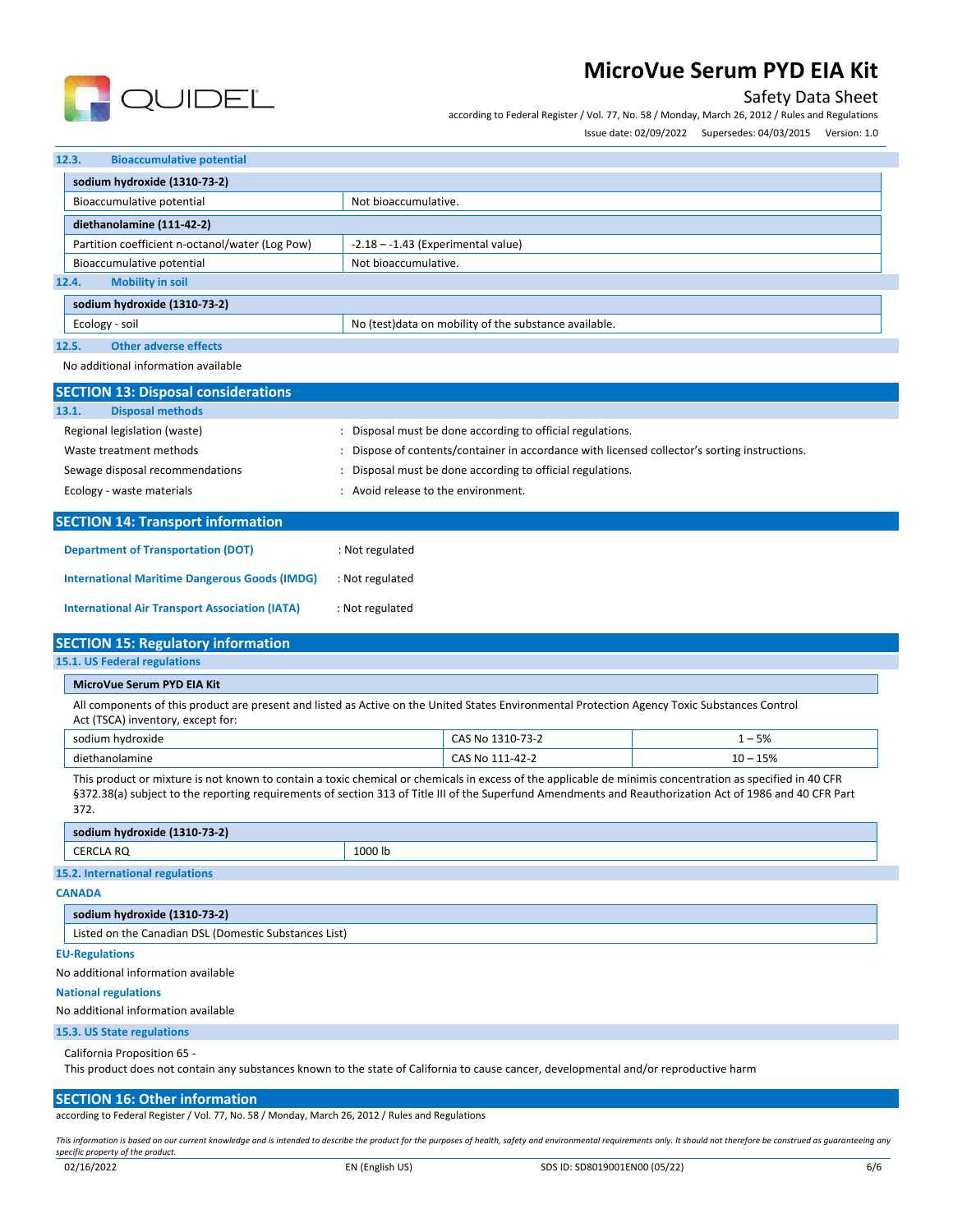### 12.3. Bioaccumulative potential

| sodium hydroxide (1310-73-2) | |
|---|---|
| Bioaccumulative potential | Not bioaccumulative. |

| diethanolamine (111-42-2) | |
|---|---|
| Partition coefficient n-octanol/water (Log Pow) | -2.18 – -1.43 (Experimental value) |
| Bioaccumulative potential | Not bioaccumulative. |

### 12.4. Mobility in soil

| sodium hydroxide (1310-73-2) | |
|---|---|
| Ecology - soil | No (test)data on mobility of the substance available. |

### 12.5. Other adverse effects

No additional information available

## SECTION 13: Disposal considerations

### 13.1. Disposal methods

Regional legislation (waste) : Disposal must be done according to official regulations.

Waste treatment methods : Dispose of contents/container in accordance with licensed collector's sorting instructions.

Sewage disposal recommendations : Disposal must be done according to official regulations.

Ecology - waste materials : Avoid release to the environment.

## SECTION 14: Transport information

**Department of Transportation (DOT)** : Not regulated

**International Maritime Dangerous Goods (IMDG)** : Not regulated

**International Air Transport Association (IATA)** : Not regulated

## SECTION 15: Regulatory information

### 15.1. US Federal regulations

**MicroVue Serum PYD EIA Kit**

All components of this product are present and listed as Active on the United States Environmental Protection Agency Toxic Substances Control Act (TSCA) inventory, except for:

| | | |
|---|---|---|
| sodium hydroxide | CAS No 1310-73-2 | 1 – 5% |
| diethanolamine | CAS No 111-42-2 | 10 – 15% |

This product or mixture is not known to contain a toxic chemical or chemicals in excess of the applicable de minimis concentration as specified in 40 CFR §372.38(a) subject to the reporting requirements of section 313 of Title III of the Superfund Amendments and Reauthorization Act of 1986 and 40 CFR Part 372.

| sodium hydroxide (1310-73-2) | |
|---|---|
| CERCLA RQ | 1000 lb |

### 15.2. International regulations

**CANADA**

| sodium hydroxide (1310-73-2) |
|---|
| Listed on the Canadian DSL (Domestic Substances List) |

**EU-Regulations**

No additional information available

**National regulations**

No additional information available

### 15.3. US State regulations

California Proposition 65 -

This product does not contain any substances known to the state of California to cause cancer, developmental and/or reproductive harm

## SECTION 16: Other information

according to Federal Register / Vol. 77, No. 58 / Monday, March 26, 2012 / Rules and Regulations

*This information is based on our current knowledge and is intended to describe the product for the purposes of health, safety and environmental requirements only. It should not therefore be construed as guaranteeing any specific property of the product.*